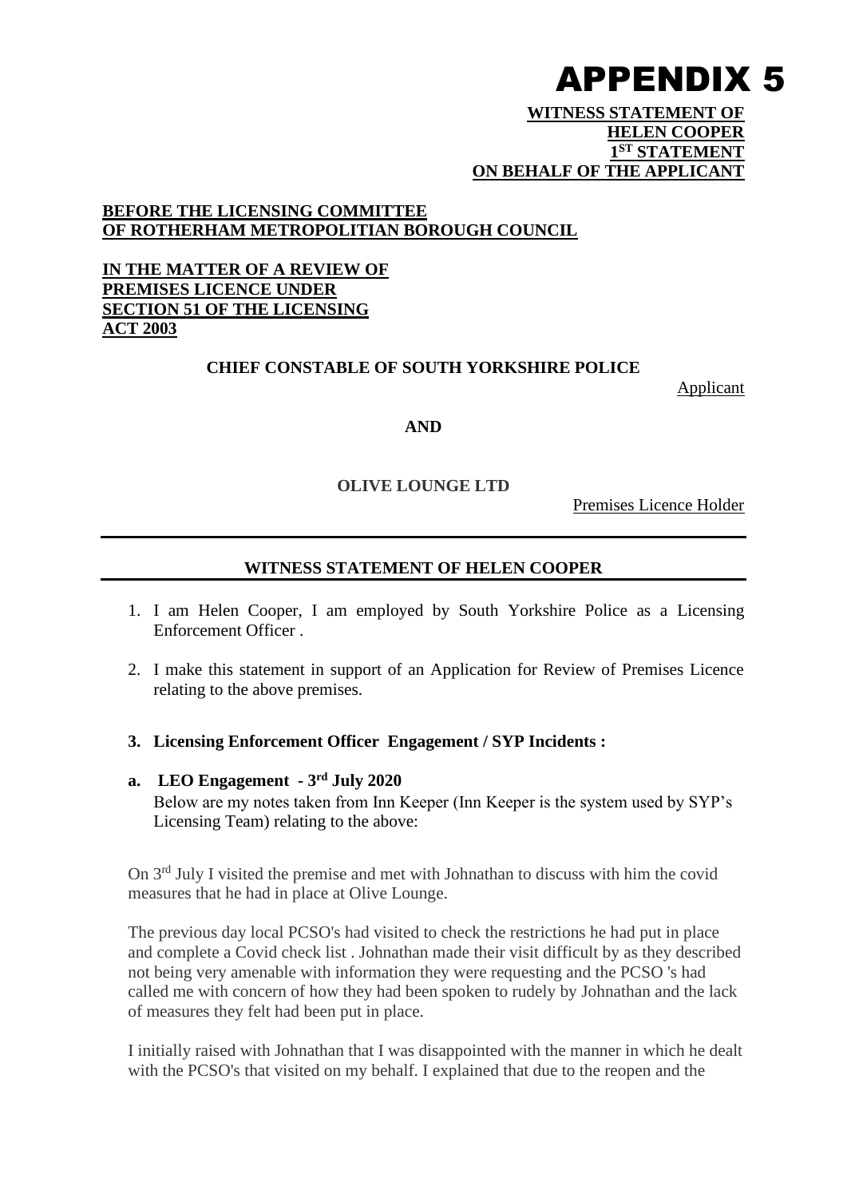# APPENDIX 5

**WITNESS STATEMENT OF HELEN COOPER**
**1ST STATEMENT**
**ON BEHALF OF THE APPLICANT**

**BEFORE THE LICENSING COMMITTEE OF ROTHERHAM METROPOLITIAN BOROUGH COUNCIL**

**IN THE MATTER OF A REVIEW OF PREMISES LICENCE UNDER SECTION 51 OF THE LICENSING ACT 2003**

**CHIEF CONSTABLE OF SOUTH YORKSHIRE POLICE**

Applicant

**AND**

**OLIVE LOUNGE LTD**

Premises Licence Holder

---

## WITNESS STATEMENT OF HELEN COOPER

1. I am Helen Cooper, I am employed by South Yorkshire Police as a Licensing Enforcement Officer .

2. I make this statement in support of an Application for Review of Premises Licence relating to the above premises.

3. **Licensing Enforcement Officer  Engagement / SYP Incidents :**

**a. LEO Engagement  - 3rd July 2020**

Below are my notes taken from Inn Keeper (Inn Keeper is the system used by SYP's Licensing Team) relating to the above:

On 3rd July I visited the premise and met with Johnathan to discuss with him the covid measures that he had in place at Olive Lounge.

The previous day local PCSO's had visited to check the restrictions he had put in place and complete a Covid check list . Johnathan made their visit difficult by as they described not being very amenable with information they were requesting and the PCSO 's had called me with concern of how they had been spoken to rudely by Johnathan and the lack of measures they felt had been put in place.

I initially raised with Johnathan that I was disappointed with the manner in which he dealt with the PCSO's that visited on my behalf. I explained that due to the reopen and the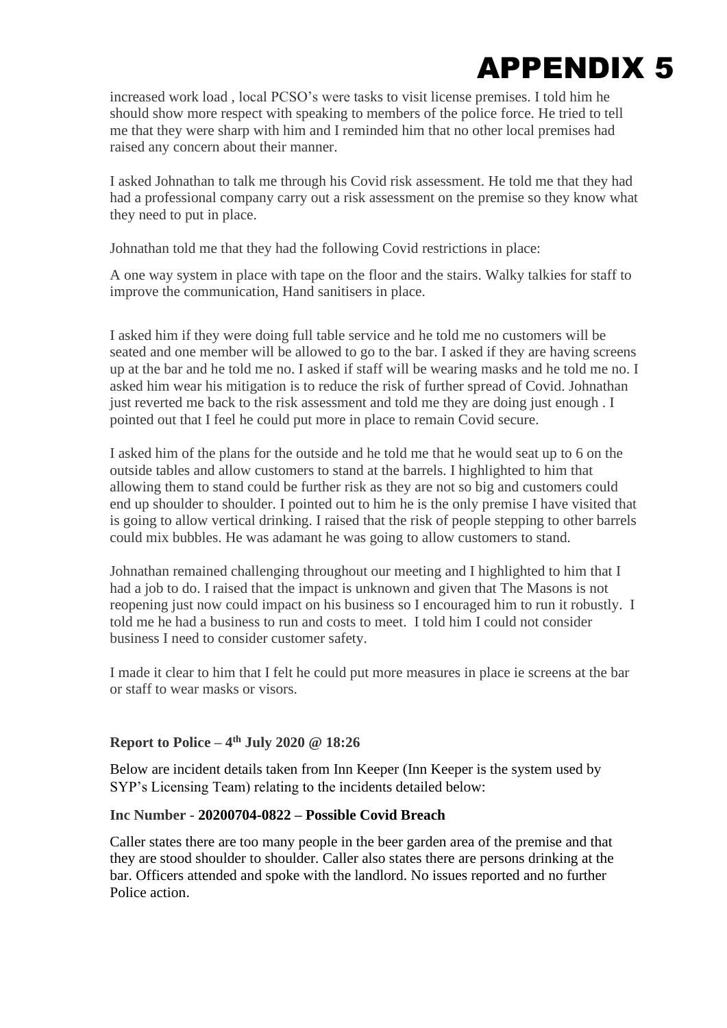# APPENDIX 5

increased work load , local PCSO's were tasks to visit license premises. I told him he should show more respect with speaking to members of the police force. He tried to tell me that they were sharp with him and I reminded him that no other local premises had raised any concern about their manner.

I asked Johnathan to talk me through his Covid risk assessment. He told me that they had had a professional company carry out a risk assessment on the premise so they know what they need to put in place.

Johnathan told me that they had the following Covid restrictions in place:

A one way system in place with tape on the floor and the stairs. Walky talkies for staff to improve the communication, Hand sanitisers in place.

I asked him if they were doing full table service and he told me no customers will be seated and one member will be allowed to go to the bar. I asked if they are having screens up at the bar and he told me no. I asked if staff will be wearing masks and he told me no. I asked him wear his mitigation is to reduce the risk of further spread of Covid. Johnathan just reverted me back to the risk assessment and told me they are doing just enough . I pointed out that I feel he could put more in place to remain Covid secure.

I asked him of the plans for the outside and he told me that he would seat up to 6 on the outside tables and allow customers to stand at the barrels. I highlighted to him that allowing them to stand could be further risk as they are not so big and customers could end up shoulder to shoulder. I pointed out to him he is the only premise I have visited that is going to allow vertical drinking. I raised that the risk of people stepping to other barrels could mix bubbles. He was adamant he was going to allow customers to stand.

Johnathan remained challenging throughout our meeting and I highlighted to him that I had a job to do. I raised that the impact is unknown and given that The Masons is not reopening just now could impact on his business so I encouraged him to run it robustly. I told me he had a business to run and costs to meet. I told him I could not consider business I need to consider customer safety.

I made it clear to him that I felt he could put more measures in place ie screens at the bar or staff to wear masks or visors.

**Report to Police – 4th July 2020 @ 18:26**

Below are incident details taken from Inn Keeper (Inn Keeper is the system used by SYP's Licensing Team) relating to the incidents detailed below:

**Inc Number - 20200704-0822 – Possible Covid Breach**

Caller states there are too many people in the beer garden area of the premise and that they are stood shoulder to shoulder. Caller also states there are persons drinking at the bar. Officers attended and spoke with the landlord. No issues reported and no further Police action.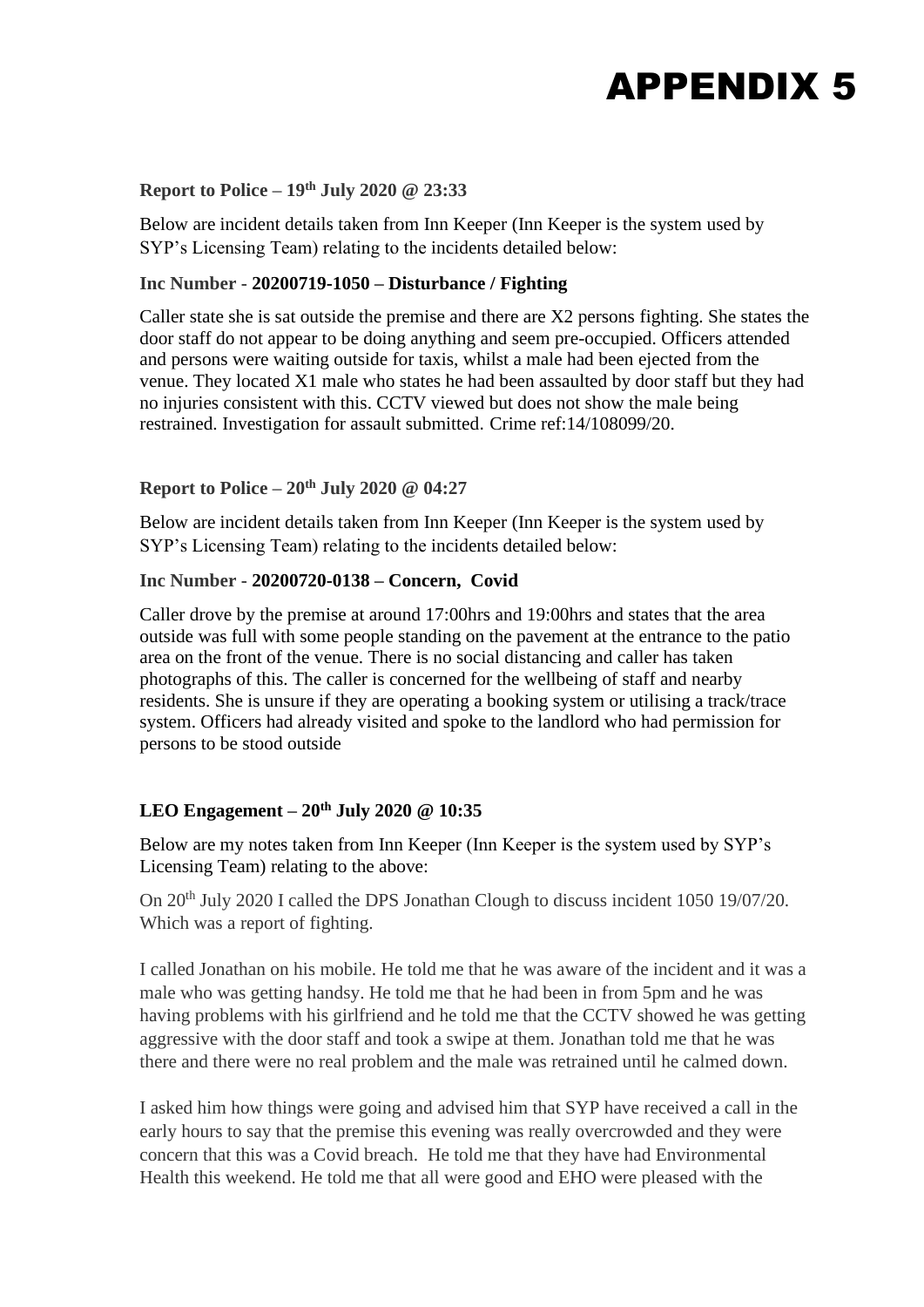# APPENDIX 5

**Report to Police – 19th July 2020 @ 23:33**

Below are incident details taken from Inn Keeper (Inn Keeper is the system used by SYP's Licensing Team) relating to the incidents detailed below:

**Inc Number - 20200719-1050 – Disturbance / Fighting**

Caller state she is sat outside the premise and there are X2 persons fighting. She states the door staff do not appear to be doing anything and seem pre-occupied. Officers attended and persons were waiting outside for taxis, whilst a male had been ejected from the venue. They located X1 male who states he had been assaulted by door staff but they had no injuries consistent with this. CCTV viewed but does not show the male being restrained. Investigation for assault submitted. Crime ref:14/108099/20.

**Report to Police – 20th July 2020 @ 04:27**

Below are incident details taken from Inn Keeper (Inn Keeper is the system used by SYP's Licensing Team) relating to the incidents detailed below:

**Inc Number - 20200720-0138 – Concern, Covid**

Caller drove by the premise at around 17:00hrs and 19:00hrs and states that the area outside was full with some people standing on the pavement at the entrance to the patio area on the front of the venue. There is no social distancing and caller has taken photographs of this. The caller is concerned for the wellbeing of staff and nearby residents. She is unsure if they are operating a booking system or utilising a track/trace system. Officers had already visited and spoke to the landlord who had permission for persons to be stood outside

**LEO Engagement – 20th July 2020 @ 10:35**

Below are my notes taken from Inn Keeper (Inn Keeper is the system used by SYP's Licensing Team) relating to the above:

On 20th July 2020 I called the DPS Jonathan Clough to discuss incident 1050 19/07/20. Which was a report of fighting.

I called Jonathan on his mobile. He told me that he was aware of the incident and it was a male who was getting handsy. He told me that he had been in from 5pm and he was having problems with his girlfriend and he told me that the CCTV showed he was getting aggressive with the door staff and took a swipe at them. Jonathan told me that he was there and there were no real problem and the male was retrained until he calmed down.

I asked him how things were going and advised him that SYP have received a call in the early hours to say that the premise this evening was really overcrowded and they were concern that this was a Covid breach. He told me that they have had Environmental Health this weekend. He told me that all were good and EHO were pleased with the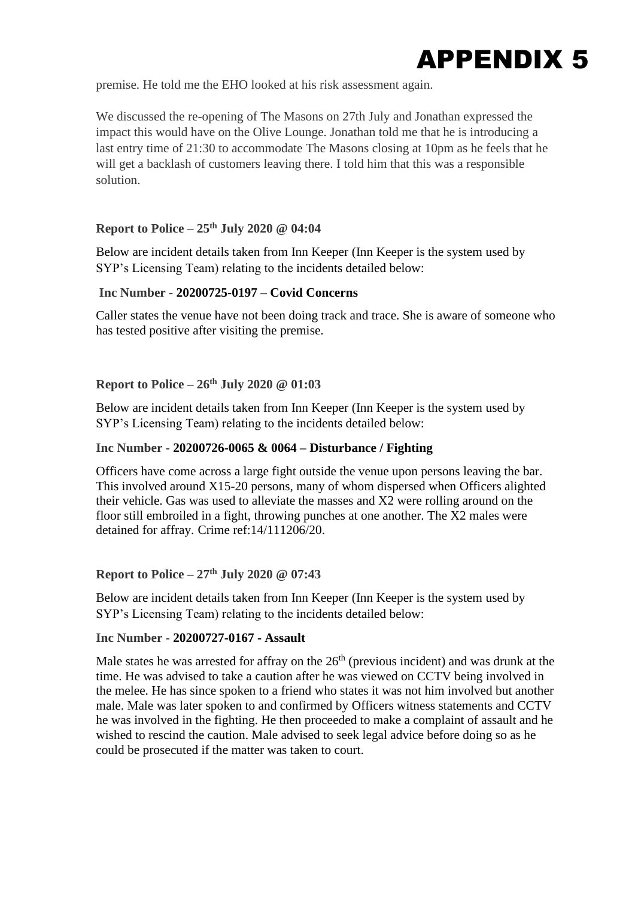# APPENDIX 5

premise. He told me the EHO looked at his risk assessment again.

We discussed the re-opening of The Masons on 27th July and Jonathan expressed the impact this would have on the Olive Lounge. Jonathan told me that he is introducing a last entry time of 21:30 to accommodate The Masons closing at 10pm as he feels that he will get a backlash of customers leaving there. I told him that this was a responsible solution.

**Report to Police – 25th July 2020 @ 04:04**

Below are incident details taken from Inn Keeper (Inn Keeper is the system used by SYP's Licensing Team) relating to the incidents detailed below:

**Inc Number - 20200725-0197 – Covid Concerns**

Caller states the venue have not been doing track and trace. She is aware of someone who has tested positive after visiting the premise.

**Report to Police – 26th July 2020 @ 01:03**

Below are incident details taken from Inn Keeper (Inn Keeper is the system used by SYP's Licensing Team) relating to the incidents detailed below:

**Inc Number - 20200726-0065 & 0064 – Disturbance / Fighting**

Officers have come across a large fight outside the venue upon persons leaving the bar. This involved around X15-20 persons, many of whom dispersed when Officers alighted their vehicle. Gas was used to alleviate the masses and X2 were rolling around on the floor still embroiled in a fight, throwing punches at one another. The X2 males were detained for affray. Crime ref:14/111206/20.

**Report to Police – 27th July 2020 @ 07:43**

Below are incident details taken from Inn Keeper (Inn Keeper is the system used by SYP's Licensing Team) relating to the incidents detailed below:

**Inc Number - 20200727-0167 - Assault**

Male states he was arrested for affray on the 26th (previous incident) and was drunk at the time. He was advised to take a caution after he was viewed on CCTV being involved in the melee. He has since spoken to a friend who states it was not him involved but another male. Male was later spoken to and confirmed by Officers witness statements and CCTV he was involved in the fighting. He then proceeded to make a complaint of assault and he wished to rescind the caution. Male advised to seek legal advice before doing so as he could be prosecuted if the matter was taken to court.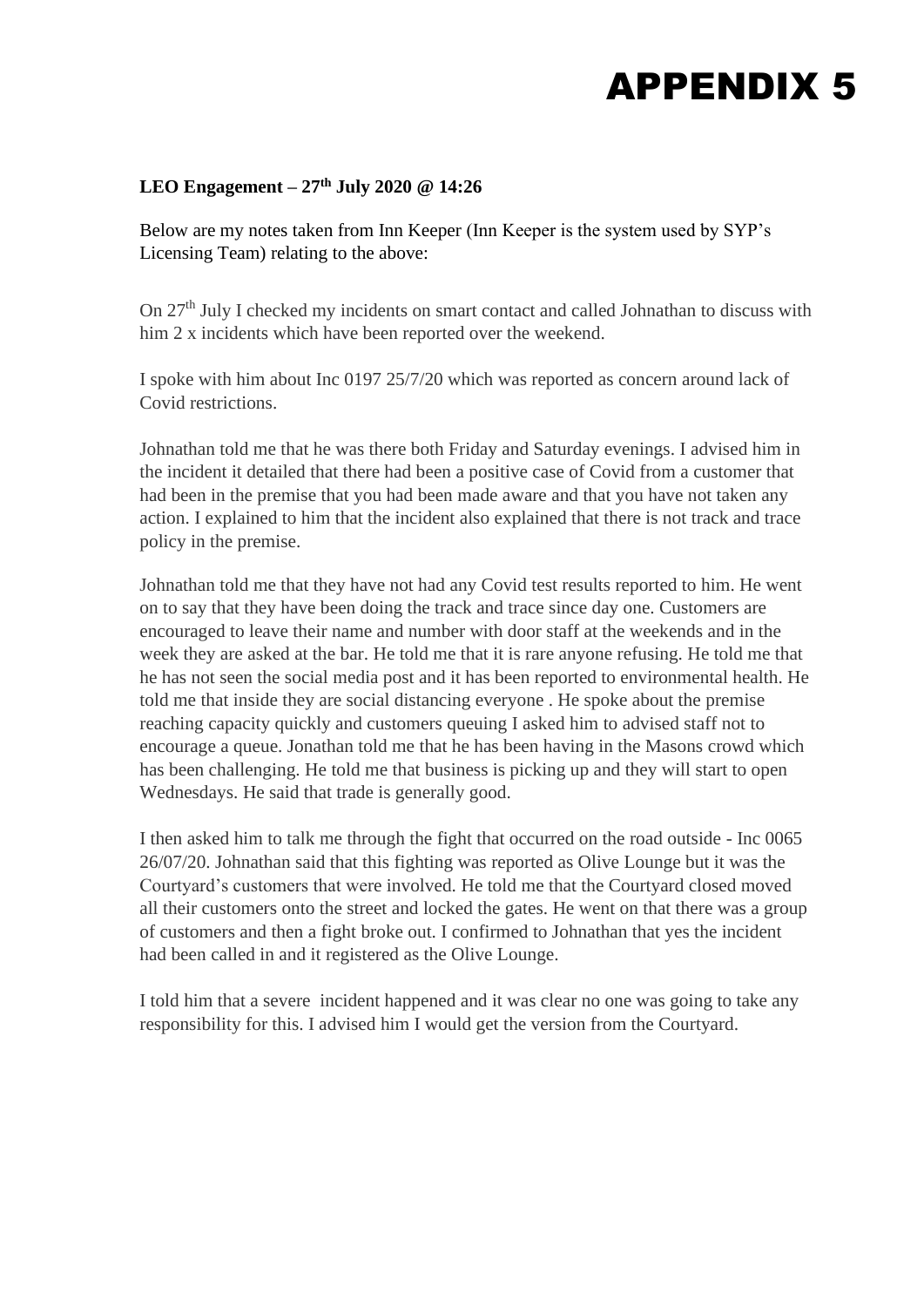# APPENDIX 5

**LEO Engagement – 27th July 2020 @ 14:26**

Below are my notes taken from Inn Keeper (Inn Keeper is the system used by SYP's Licensing Team) relating to the above:

On 27th July I checked my incidents on smart contact and called Johnathan to discuss with him 2 x incidents which have been reported over the weekend.

I spoke with him about Inc 0197 25/7/20 which was reported as concern around lack of Covid restrictions.

Johnathan told me that he was there both Friday and Saturday evenings. I advised him in the incident it detailed that there had been a positive case of Covid from a customer that had been in the premise that you had been made aware and that you have not taken any action. I explained to him that the incident also explained that there is not track and trace policy in the premise.

Johnathan told me that they have not had any Covid test results reported to him. He went on to say that they have been doing the track and trace since day one. Customers are encouraged to leave their name and number with door staff at the weekends and in the week they are asked at the bar. He told me that it is rare anyone refusing. He told me that he has not seen the social media post and it has been reported to environmental health. He told me that inside they are social distancing everyone . He spoke about the premise reaching capacity quickly and customers queuing I asked him to advised staff not to encourage a queue. Jonathan told me that he has been having in the Masons crowd which has been challenging. He told me that business is picking up and they will start to open Wednesdays. He said that trade is generally good.

I then asked him to talk me through the fight that occurred on the road outside - Inc 0065 26/07/20. Johnathan said that this fighting was reported as Olive Lounge but it was the Courtyard's customers that were involved. He told me that the Courtyard closed moved all their customers onto the street and locked the gates. He went on that there was a group of customers and then a fight broke out. I confirmed to Johnathan that yes the incident had been called in and it registered as the Olive Lounge.

I told him that a severe incident happened and it was clear no one was going to take any responsibility for this. I advised him I would get the version from the Courtyard.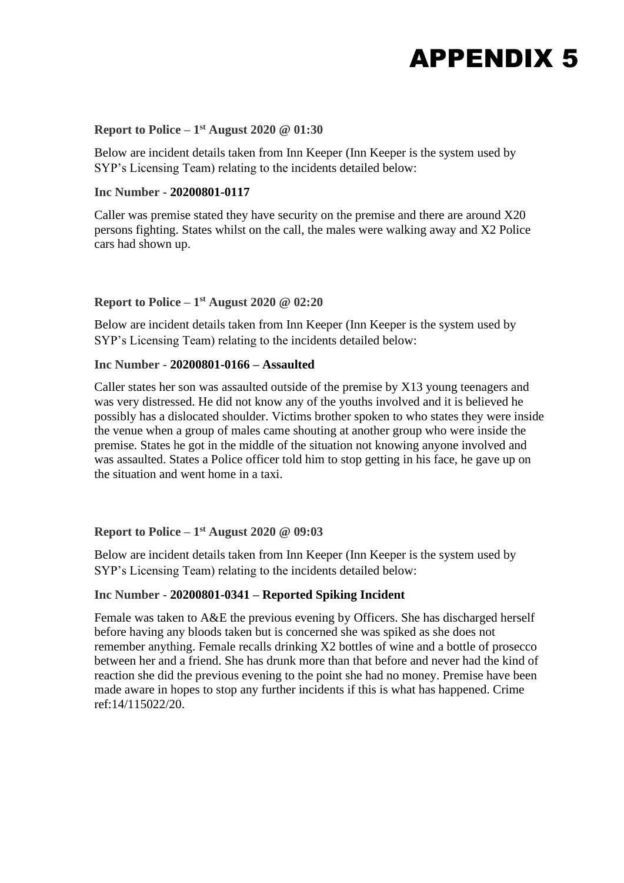# APPENDIX 5

**Report to Police – 1st August 2020 @ 01:30**

Below are incident details taken from Inn Keeper (Inn Keeper is the system used by SYP's Licensing Team) relating to the incidents detailed below:

**Inc Number - 20200801-0117**

Caller was premise stated they have security on the premise and there are around X20 persons fighting. States whilst on the call, the males were walking away and X2 Police cars had shown up.

**Report to Police – 1st August 2020 @ 02:20**

Below are incident details taken from Inn Keeper (Inn Keeper is the system used by SYP's Licensing Team) relating to the incidents detailed below:

**Inc Number - 20200801-0166 – Assaulted**

Caller states her son was assaulted outside of the premise by X13 young teenagers and was very distressed. He did not know any of the youths involved and it is believed he possibly has a dislocated shoulder. Victims brother spoken to who states they were inside the venue when a group of males came shouting at another group who were inside the premise. States he got in the middle of the situation not knowing anyone involved and was assaulted. States a Police officer told him to stop getting in his face, he gave up on the situation and went home in a taxi.

**Report to Police – 1st August 2020 @ 09:03**

Below are incident details taken from Inn Keeper (Inn Keeper is the system used by SYP's Licensing Team) relating to the incidents detailed below:

**Inc Number - 20200801-0341 – Reported Spiking Incident**

Female was taken to A&E the previous evening by Officers. She has discharged herself before having any bloods taken but is concerned she was spiked as she does not remember anything. Female recalls drinking X2 bottles of wine and a bottle of prosecco between her and a friend. She has drunk more than that before and never had the kind of reaction she did the previous evening to the point she had no money. Premise have been made aware in hopes to stop any further incidents if this is what has happened. Crime ref:14/115022/20.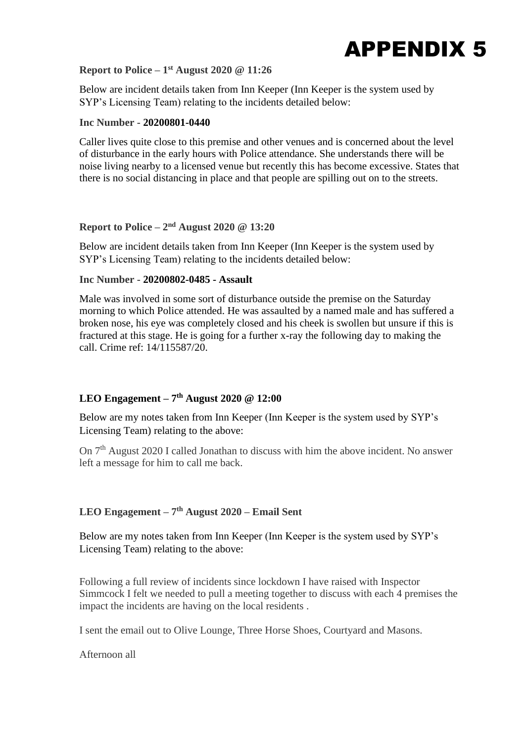# APPENDIX 5

**Report to Police – 1st August 2020 @ 11:26**

Below are incident details taken from Inn Keeper (Inn Keeper is the system used by SYP's Licensing Team) relating to the incidents detailed below:

**Inc Number - 20200801-0440**

Caller lives quite close to this premise and other venues and is concerned about the level of disturbance in the early hours with Police attendance. She understands there will be noise living nearby to a licensed venue but recently this has become excessive. States that there is no social distancing in place and that people are spilling out on to the streets.

**Report to Police – 2nd August 2020 @ 13:20**

Below are incident details taken from Inn Keeper (Inn Keeper is the system used by SYP's Licensing Team) relating to the incidents detailed below:

**Inc Number - 20200802-0485 - Assault**

Male was involved in some sort of disturbance outside the premise on the Saturday morning to which Police attended. He was assaulted by a named male and has suffered a broken nose, his eye was completely closed and his cheek is swollen but unsure if this is fractured at this stage. He is going for a further x-ray the following day to making the call. Crime ref: 14/115587/20.

**LEO Engagement – 7th August 2020 @ 12:00**

Below are my notes taken from Inn Keeper (Inn Keeper is the system used by SYP's Licensing Team) relating to the above:

On 7th August 2020 I called Jonathan to discuss with him the above incident. No answer left a message for him to call me back.

**LEO Engagement – 7th August 2020 – Email Sent**

Below are my notes taken from Inn Keeper (Inn Keeper is the system used by SYP's Licensing Team) relating to the above:

Following a full review of incidents since lockdown I have raised with Inspector Simmcock I felt we needed to pull a meeting together to discuss with each 4 premises the impact the incidents are having on the local residents .

I sent the email out to Olive Lounge, Three Horse Shoes, Courtyard and Masons.

Afternoon all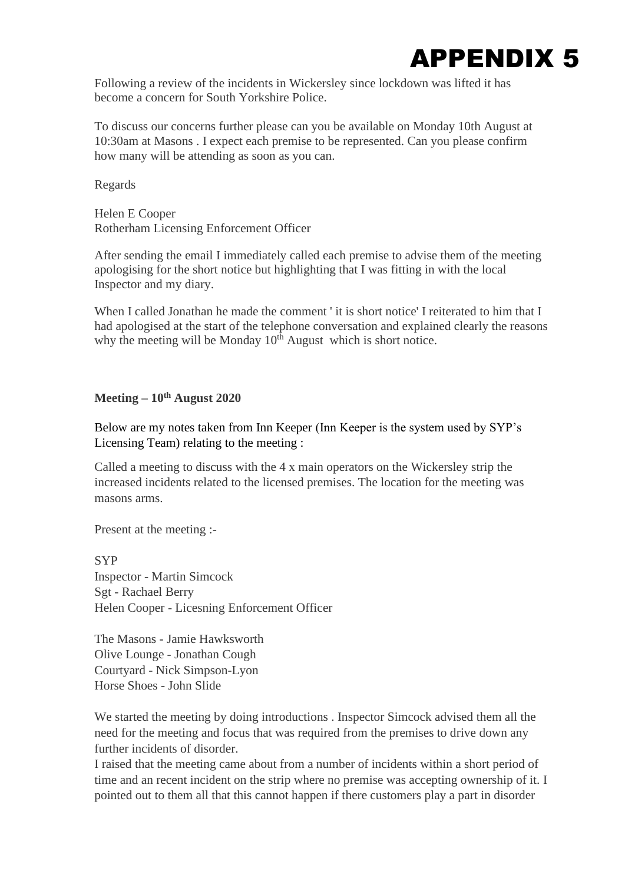# APPENDIX 5

Following a review of the incidents in Wickersley since lockdown was lifted it has become a concern for South Yorkshire Police.

To discuss our concerns further please can you be available on Monday 10th August at 10:30am at Masons . I expect each premise to be represented. Can you please confirm how many will be attending as soon as you can.

Regards

Helen E Cooper
Rotherham Licensing Enforcement Officer

After sending the email I immediately called each premise to advise them of the meeting apologising for the short notice but highlighting that I was fitting in with the local Inspector and my diary.

When I called Jonathan he made the comment ' it is short notice' I reiterated to him that I had apologised at the start of the telephone conversation and explained clearly the reasons why the meeting will be Monday 10th August which is short notice.

**Meeting – 10th August 2020**

Below are my notes taken from Inn Keeper (Inn Keeper is the system used by SYP's Licensing Team) relating to the meeting :

Called a meeting to discuss with the 4 x main operators on the Wickersley strip the increased incidents related to the licensed premises. The location for the meeting was masons arms.

Present at the meeting :-

SYP
Inspector - Martin Simcock
Sgt - Rachael Berry
Helen Cooper - Licesning Enforcement Officer

The Masons - Jamie Hawksworth
Olive Lounge - Jonathan Cough
Courtyard - Nick Simpson-Lyon
Horse Shoes - John Slide

We started the meeting by doing introductions . Inspector Simcock advised them all the need for the meeting and focus that was required from the premises to drive down any further incidents of disorder.
I raised that the meeting came about from a number of incidents within a short period of time and an recent incident on the strip where no premise was accepting ownership of it. I pointed out to them all that this cannot happen if there customers play a part in disorder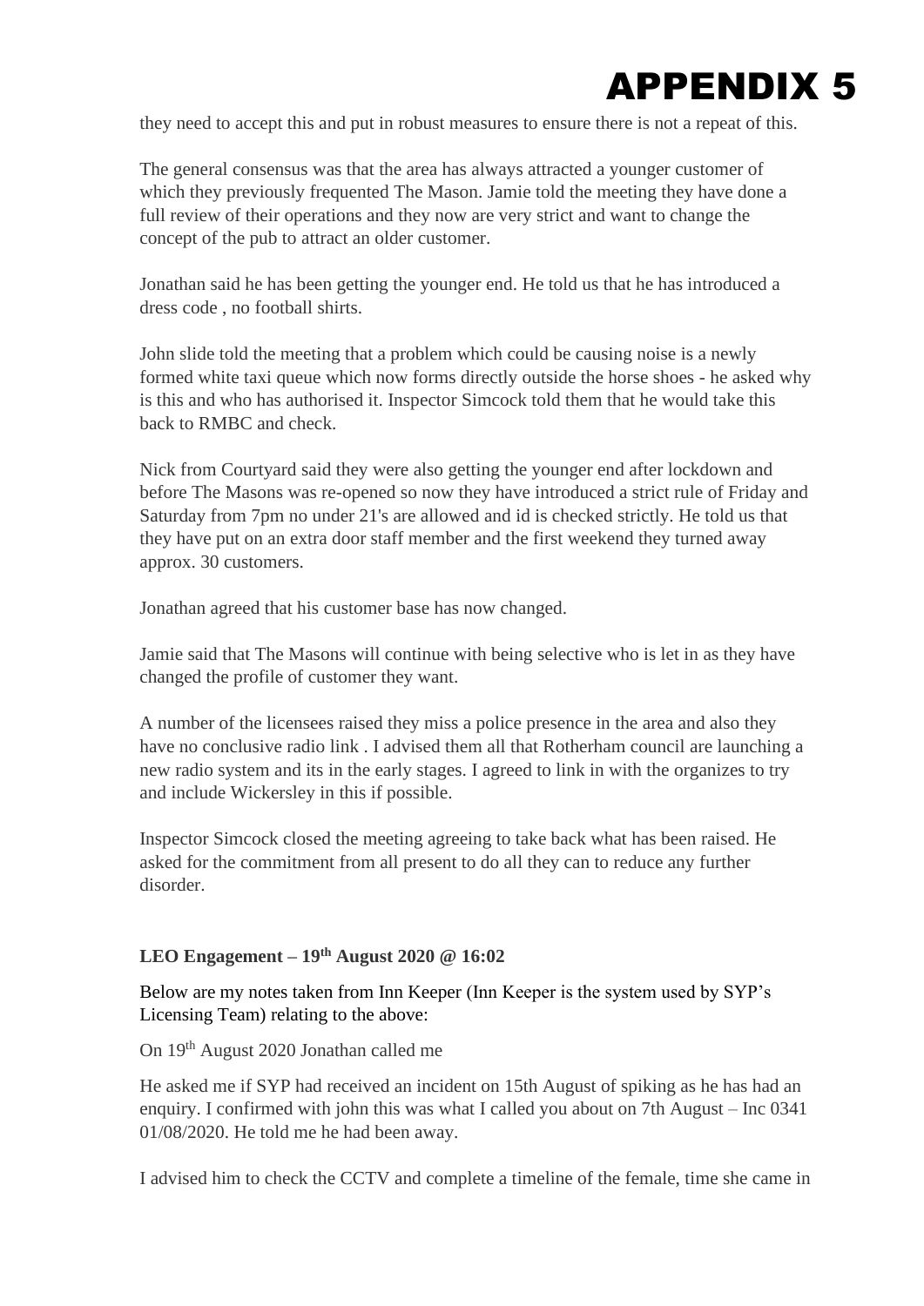# APPENDIX 5

they need to accept this and put in robust measures to ensure there is not a repeat of this.

The general consensus was that the area has always attracted a younger customer of which they previously frequented The Mason. Jamie told the meeting they have done a full review of their operations and they now are very strict and want to change the concept of the pub to attract an older customer.

Jonathan said he has been getting the younger end. He told us that he has introduced a dress code , no football shirts.

John slide told the meeting that a problem which could be causing noise is a newly formed white taxi queue which now forms directly outside the horse shoes - he asked why is this and who has authorised it. Inspector Simcock told them that he would take this back to RMBC and check.

Nick from Courtyard said they were also getting the younger end after lockdown and before The Masons was re-opened so now they have introduced a strict rule of Friday and Saturday from 7pm no under 21's are allowed and id is checked strictly. He told us that they have put on an extra door staff member and the first weekend they turned away approx. 30 customers.

Jonathan agreed that his customer base has now changed.

Jamie said that The Masons will continue with being selective who is let in as they have changed the profile of customer they want.

A number of the licensees raised they miss a police presence in the area and also they have no conclusive radio link . I advised them all that Rotherham council are launching a new radio system and its in the early stages. I agreed to link in with the organizes to try and include Wickersley in this if possible.

Inspector Simcock closed the meeting agreeing to take back what has been raised. He asked for the commitment from all present to do all they can to reduce any further disorder.

**LEO Engagement – 19th August 2020 @ 16:02**

Below are my notes taken from Inn Keeper (Inn Keeper is the system used by SYP's Licensing Team) relating to the above:

On 19th August 2020 Jonathan called me

He asked me if SYP had received an incident on 15th August of spiking as he has had an enquiry. I confirmed with john this was what I called you about on 7th August – Inc 0341 01/08/2020. He told me he had been away.

I advised him to check the CCTV and complete a timeline of the female, time she came in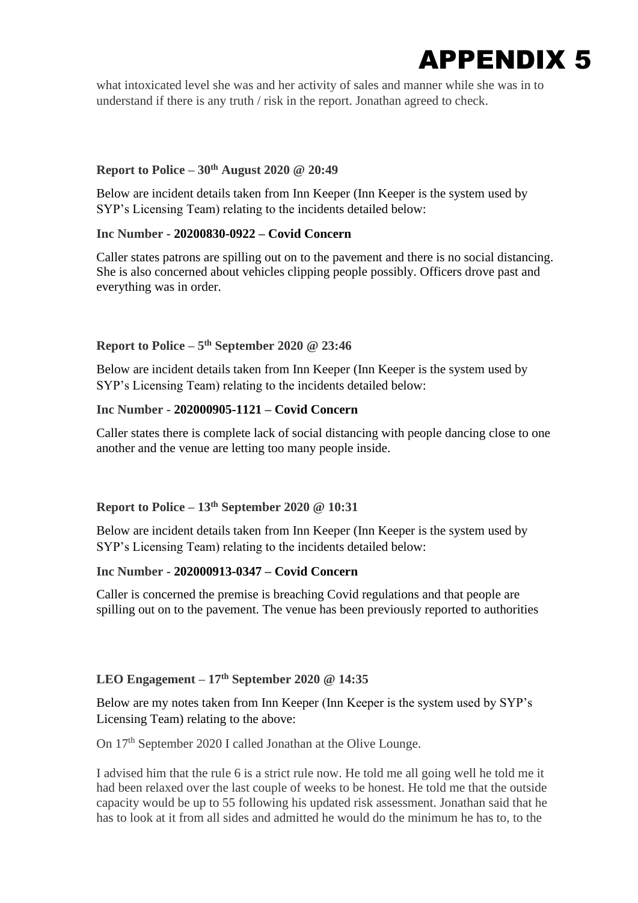# APPENDIX 5

what intoxicated level she was and her activity of sales and manner while she was in to understand if there is any truth / risk in the report. Jonathan agreed to check.

**Report to Police – 30th August 2020 @ 20:49**

Below are incident details taken from Inn Keeper (Inn Keeper is the system used by SYP's Licensing Team) relating to the incidents detailed below:

**Inc Number - 20200830-0922 – Covid Concern**

Caller states patrons are spilling out on to the pavement and there is no social distancing. She is also concerned about vehicles clipping people possibly. Officers drove past and everything was in order.

**Report to Police – 5th September 2020 @ 23:46**

Below are incident details taken from Inn Keeper (Inn Keeper is the system used by SYP's Licensing Team) relating to the incidents detailed below:

**Inc Number - 202000905-1121 – Covid Concern**

Caller states there is complete lack of social distancing with people dancing close to one another and the venue are letting too many people inside.

**Report to Police – 13th September 2020 @ 10:31**

Below are incident details taken from Inn Keeper (Inn Keeper is the system used by SYP's Licensing Team) relating to the incidents detailed below:

**Inc Number - 202000913-0347 – Covid Concern**

Caller is concerned the premise is breaching Covid regulations and that people are spilling out on to the pavement. The venue has been previously reported to authorities

**LEO Engagement – 17th September 2020 @ 14:35**

Below are my notes taken from Inn Keeper (Inn Keeper is the system used by SYP's Licensing Team) relating to the above:

On 17th September 2020 I called Jonathan at the Olive Lounge.

I advised him that the rule 6 is a strict rule now. He told me all going well he told me it had been relaxed over the last couple of weeks to be honest. He told me that the outside capacity would be up to 55 following his updated risk assessment. Jonathan said that he has to look at it from all sides and admitted he would do the minimum he has to, to the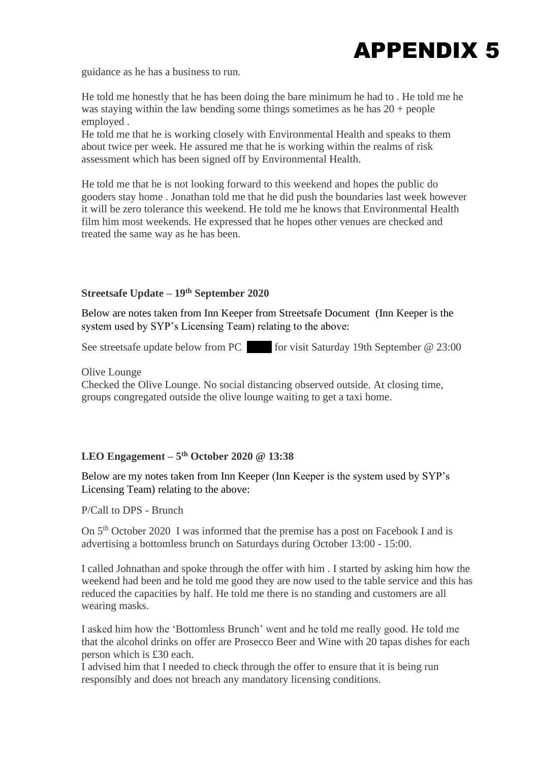# APPENDIX 5

guidance as he has a business to run.

He told me honestly that he has been doing the bare minimum he had to . He told me he was staying within the law bending some things sometimes as he has 20 + people employed .
He told me that he is working closely with Environmental Health and speaks to them about twice per week. He assured me that he is working within the realms of risk assessment which has been signed off by Environmental Health.

He told me that he is not looking forward to this weekend and hopes the public do gooders stay home . Jonathan told me that he did push the boundaries last week however it will be zero tolerance this weekend. He told me he knows that Environmental Health film him most weekends. He expressed that he hopes other venues are checked and treated the same way as he has been.

**Streetsafe Update – 19th September 2020**

Below are notes taken from Inn Keeper from Streetsafe Document (Inn Keeper is the system used by SYP's Licensing Team) relating to the above:

See streetsafe update below from PC ████ for visit Saturday 19th September @ 23:00

Olive Lounge
Checked the Olive Lounge. No social distancing observed outside. At closing time, groups congregated outside the olive lounge waiting to get a taxi home.

**LEO Engagement – 5th October 2020 @ 13:38**

Below are my notes taken from Inn Keeper (Inn Keeper is the system used by SYP's Licensing Team) relating to the above:

P/Call to DPS - Brunch

On 5th October 2020 I was informed that the premise has a post on Facebook I and is advertising a bottomless brunch on Saturdays during October 13:00 - 15:00.

I called Johnathan and spoke through the offer with him . I started by asking him how the weekend had been and he told me good they are now used to the table service and this has reduced the capacities by half. He told me there is no standing and customers are all wearing masks.

I asked him how the 'Bottomless Brunch' went and he told me really good. He told me that the alcohol drinks on offer are Prosecco Beer and Wine with 20 tapas dishes for each person which is £30 each.
I advised him that I needed to check through the offer to ensure that it is being run responsibly and does not breach any mandatory licensing conditions.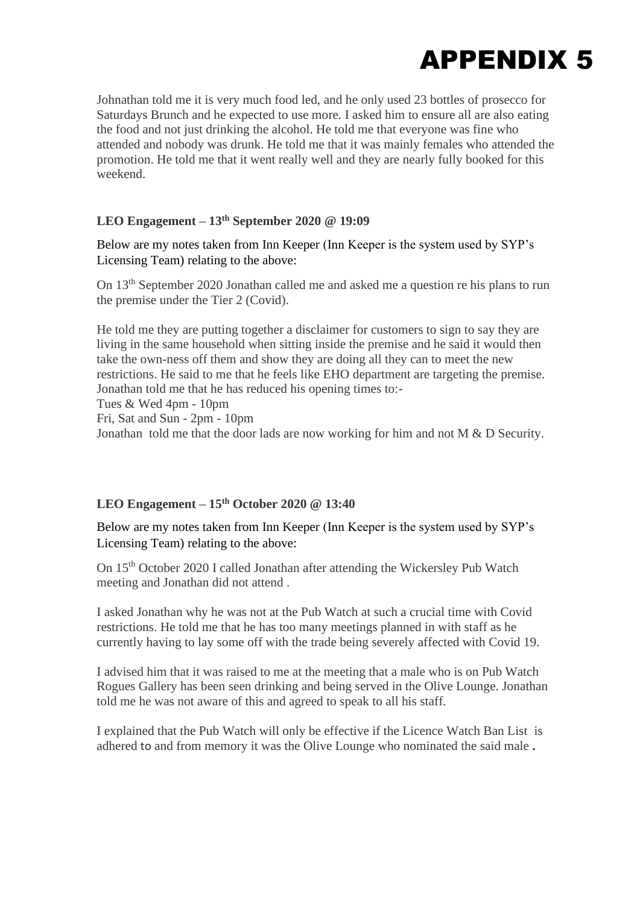# APPENDIX 5

Johnathan told me it is very much food led, and he only used 23 bottles of prosecco for Saturdays Brunch and he expected to use more. I asked him to ensure all are also eating the food and not just drinking the alcohol. He told me that everyone was fine who attended and nobody was drunk. He told me that it was mainly females who attended the promotion. He told me that it went really well and they are nearly fully booked for this weekend.

**LEO Engagement – 13th September 2020 @ 19:09**

Below are my notes taken from Inn Keeper (Inn Keeper is the system used by SYP's Licensing Team) relating to the above:

On 13th September 2020 Jonathan called me and asked me a question re his plans to run the premise under the Tier 2 (Covid).

He told me they are putting together a disclaimer for customers to sign to say they are living in the same household when sitting inside the premise and he said it would then take the own-ness off them and show they are doing all they can to meet the new restrictions. He said to me that he feels like EHO department are targeting the premise. Jonathan told me that he has reduced his opening times to:-
Tues & Wed 4pm - 10pm
Fri, Sat and Sun - 2pm - 10pm
Jonathan told me that the door lads are now working for him and not M & D Security.

**LEO Engagement – 15th October 2020 @ 13:40**

Below are my notes taken from Inn Keeper (Inn Keeper is the system used by SYP's Licensing Team) relating to the above:

On 15th October 2020 I called Jonathan after attending the Wickersley Pub Watch meeting and Jonathan did not attend .

I asked Jonathan why he was not at the Pub Watch at such a crucial time with Covid restrictions. He told me that he has too many meetings planned in with staff as he currently having to lay some off with the trade being severely affected with Covid 19.

I advised him that it was raised to me at the meeting that a male who is on Pub Watch Rogues Gallery has been seen drinking and being served in the Olive Lounge. Jonathan told me he was not aware of this and agreed to speak to all his staff.

I explained that the Pub Watch will only be effective if the Licence Watch Ban List is adhered to and from memory it was the Olive Lounge who nominated the said male .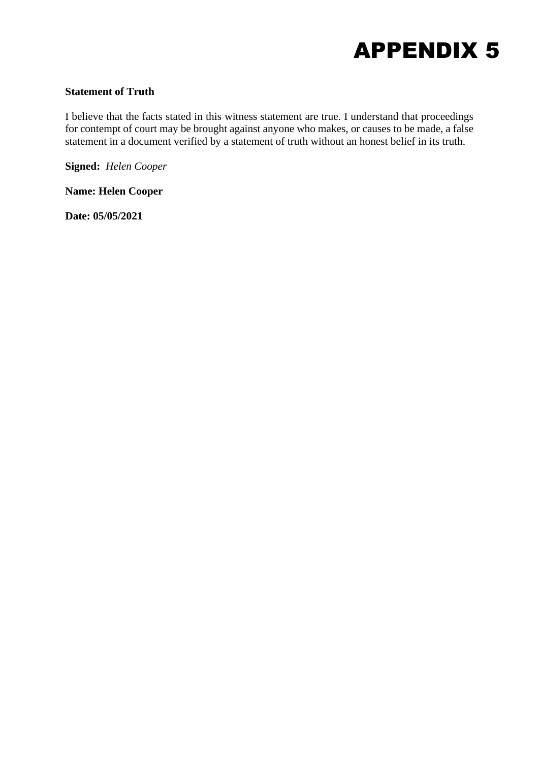# APPENDIX 5

**Statement of Truth**

I believe that the facts stated in this witness statement are true. I understand that proceedings for contempt of court may be brought against anyone who makes, or causes to be made, a false statement in a document verified by a statement of truth without an honest belief in its truth.

**Signed:** *Helen Cooper*

**Name: Helen Cooper**

**Date: 05/05/2021**